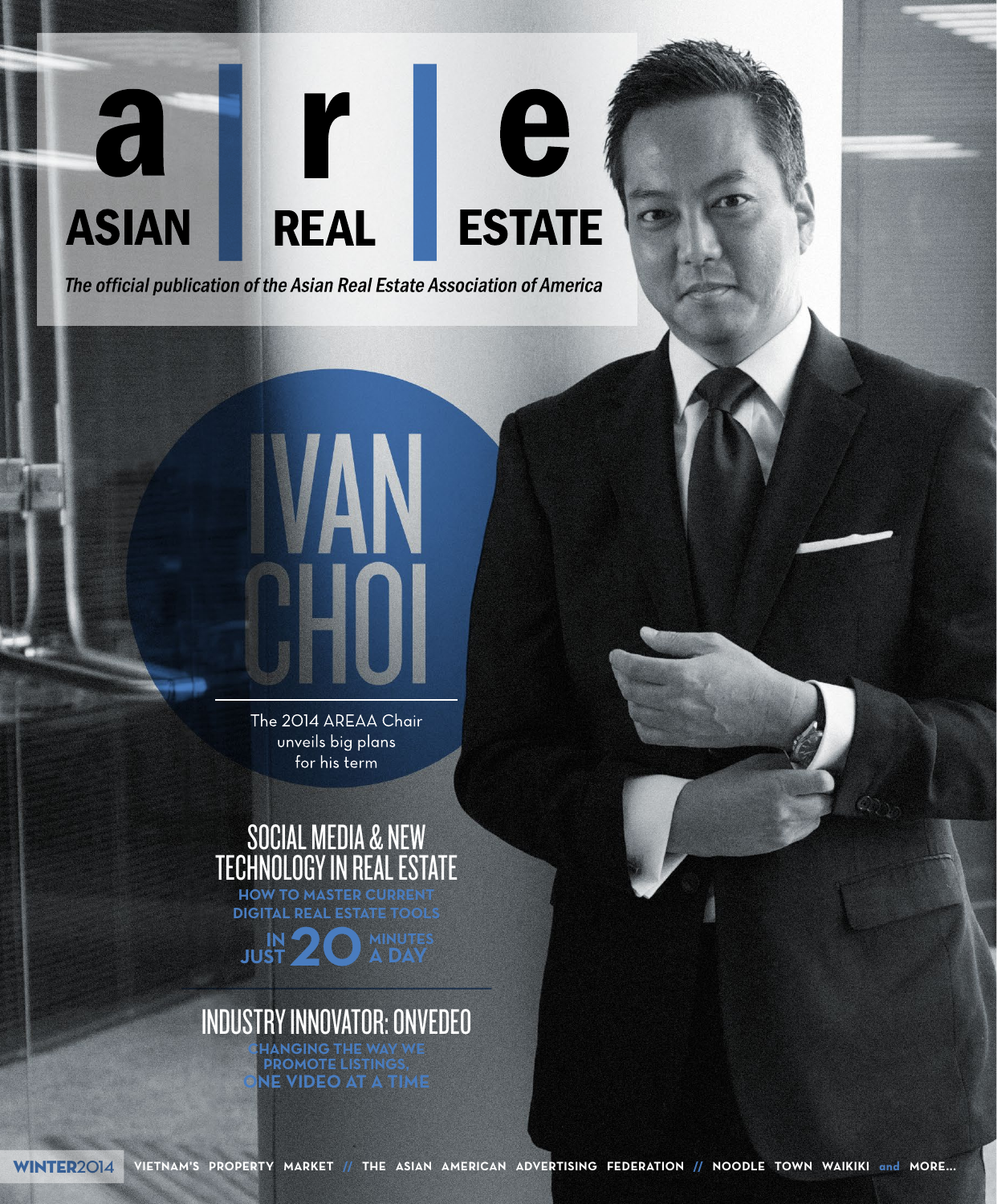# a | r | e ASIAN REAL ESTATE

*The official publication of the Asian Real Estate Association of America*

## IVAN CHOI

The 2014 AREAA Chair unveils big plans for his term

## SOCIAL MEDIA & NEW TECHNOLOGY IN REAL ESTATE

**HOW TO MASTER CURRENT DIGITAL REAL ESTATE TOOLS IN JUST 20 MINUTES A DAY**

## INDUSTRY INNOVATOR: ONVEDEO

**CHANGING THE WAY WE PROMOTE LISTINGS, ONE VIDEO AT A TIME**

**WINTER 2014** VIETNAM'S PROPERTY MARKET // THE ASIAN AMERICAN ADVERTISING FEDERATION // NOODLE TOWN WAIKIKI and MORE...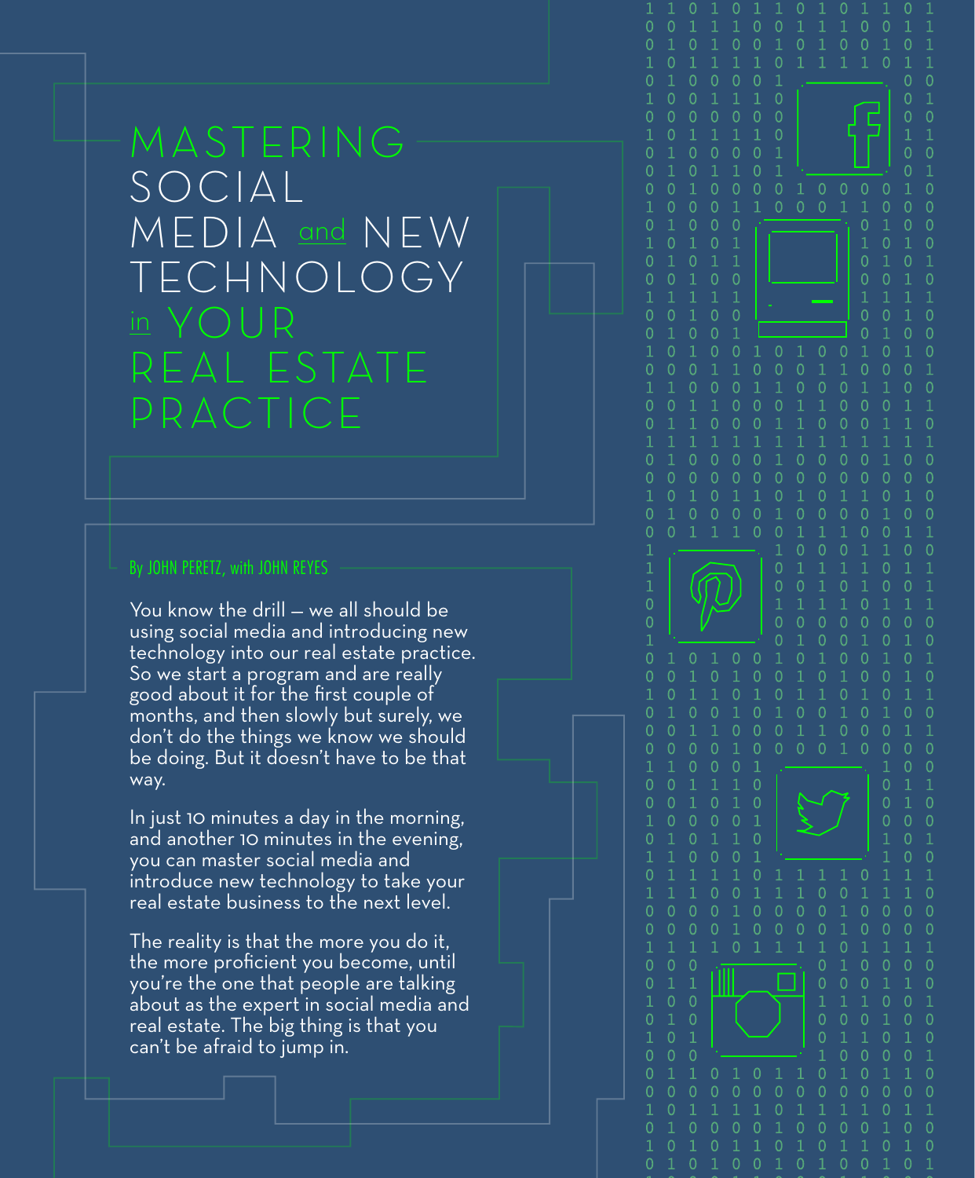# MASTERING SOCIAL MEDIA and NEW TECHNOLOGY in YOUR REAL ESTATE PRACTICE

By JOHN PERETZ, with JOHN REYES

You know the drill — we all should be using social media and introducing new technology into our real estate practice. So we start a program and are really good about it for the first couple of months, and then slowly but surely, we don't do the things we know we should be doing. But it doesn't have to be that way.

In just 10 minutes a day in the morning, and another 10 minutes in the evening, you can master social media and introduce new technology to take your real estate business to the next level.

The reality is that the more you do it, the more proficient you become, until you're the one that people are talking about as the expert in social media and real estate. The big thing is that you can't be afraid to jump in.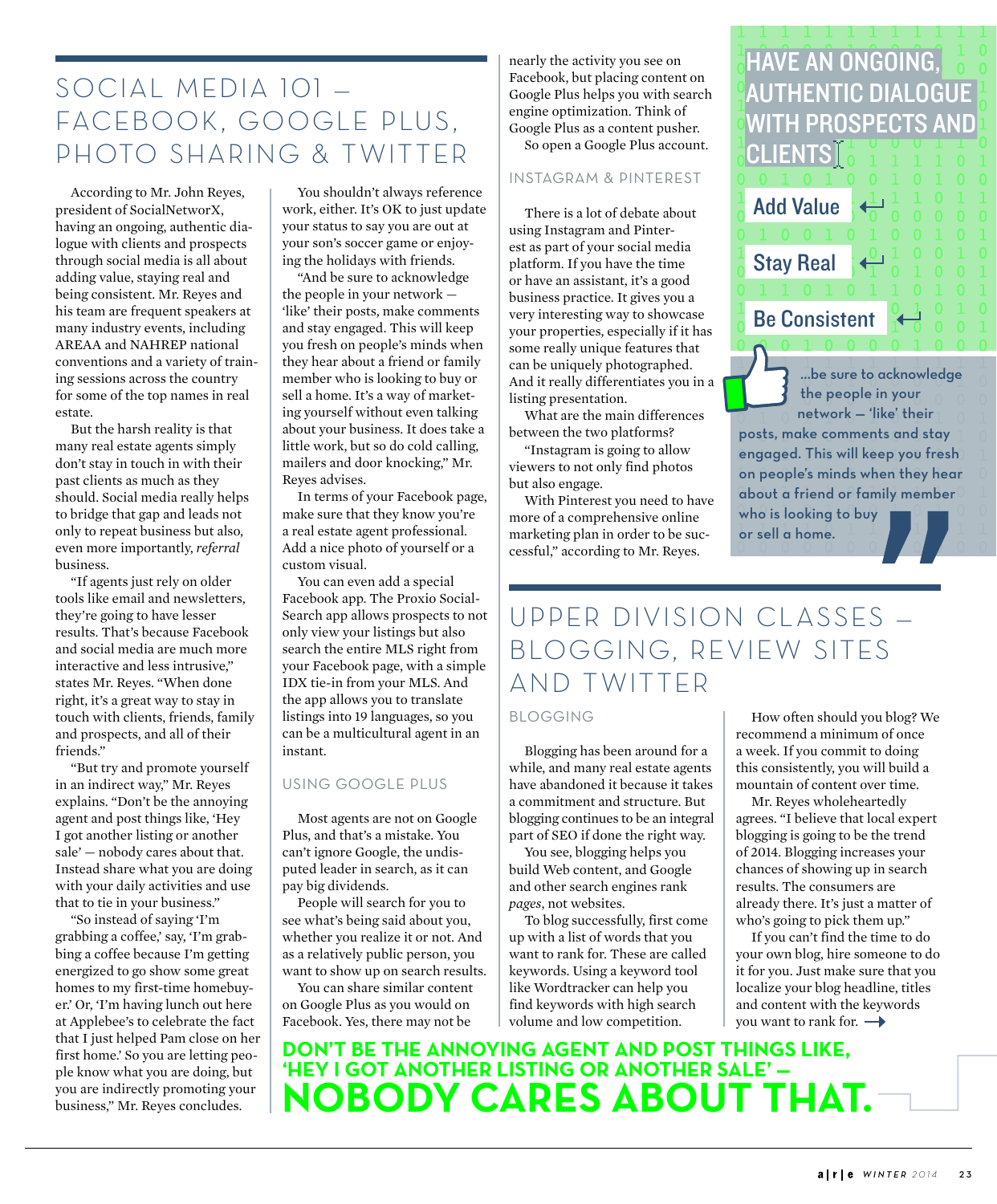## SOCIAL MEDIA 101 – FACEBOOK, GOOGLE PLUS, PHOTO SHARING & TWITTER

According to Mr. John Reyes, president of SocialNetworX, having an ongoing, authentic dialogue with clients and prospects through social media is all about adding value, staying real and being consistent. Mr. Reyes and his team are frequent speakers at many industry events, including AREAA and NAHREP national conventions and a variety of training sessions across the country for some of the top names in real estate.

But the harsh reality is that many real estate agents simply don't stay in touch in with their past clients as much as they should. Social media really helps to bridge that gap and leads not only to repeat business but also, even more importantly, *referral* business.

"If agents just rely on older tools like email and newsletters, they're going to have lesser results. That's because Facebook and social media are much more interactive and less intrusive," states Mr. Reyes. "When done right, it's a great way to stay in touch with clients, friends, family and prospects, and all of their friends."

"But try and promote yourself in an indirect way," Mr. Reyes explains. "Don't be the annoying agent and post things like, 'Hey I got another listing or another sale' — nobody cares about that. Instead share what you are doing with your daily activities and use that to tie in your business."

"So instead of saying 'I'm grabbing a coffee,' say, 'I'm grabbing a coffee because I'm getting energized to go show some great homes to my first-time homebuyer.' Or, 'I'm having lunch out here at Applebee's to celebrate the fact that I just helped Pam close on her first home.' So you are letting people know what you are doing, but you are indirectly promoting your business," Mr. Reyes concludes.

You shouldn't always reference work, either. It's OK to just update your status to say you are out at your son's soccer game or enjoying the holidays with friends.

"And be sure to acknowledge the people in your network — 'like' their posts, make comments and stay engaged. This will keep you fresh on people's minds when they hear about a friend or family member who is looking to buy or sell a home. It's a way of marketing yourself without even talking about your business. It does take a little work, but so do cold calling, mailers and door knocking," Mr. Reyes advises.

In terms of your Facebook page, make sure that they know you're a real estate agent professional. Add a nice photo of yourself or a custom visual.

You can even add a special Facebook app. The Proxio SocialSearch app allows prospects to not only view your listings but also search the entire MLS right from your Facebook page, with a simple IDX tie-in from your MLS. And the app allows you to translate listings into 19 languages, so you can be a multicultural agent in an instant.

### USING GOOGLE PLUS

Most agents are not on Google Plus, and that's a mistake. You can't ignore Google, the undisputed leader in search, as it can pay big dividends.

People will search for you to see what's being said about you, whether you realize it or not. And as a relatively public person, you want to show up on search results.

You can share similar content on Google Plus as you would on Facebook. Yes, there may not be nearly the activity you see on Facebook, but placing content on Google Plus helps you with search engine optimization. Think of Google Plus as a content pusher.

So open a Google Plus account.

### INSTAGRAM & PINTEREST

There is a lot of debate about using Instagram and Pinterest as part of your social media platform. If you have the time or have an assistant, it's a good business practice. It gives you a very interesting way to showcase your properties, especially if it has some really unique features that can be uniquely photographed. And it really differentiates you in a listing presentation.

What are the main differences between the two platforms?

"Instagram is going to allow viewers to not only find photos but also engage.

With Pinterest you need to have more of a comprehensive online marketing plan in order to be successful," according to Mr. Reyes.

**HAVE AN ONGOING, AUTHENTIC DIALOGUE WITH PROSPECTS AND CLIENTS**

- Add Value
- Stay Real
- Be Consistent

> ...be sure to acknowledge the people in your network — 'like' their posts, make comments and stay engaged. This will keep you fresh on people's minds when they hear about a friend or family member who is looking to buy or sell a home.

## UPPER DIVISION CLASSES – BLOGGING, REVIEW SITES AND TWITTER

### BLOGGING

Blogging has been around for a while, and many real estate agents have abandoned it because it takes a commitment and structure. But blogging continues to be an integral part of SEO if done the right way.

You see, blogging helps you build Web content, and Google and other search engines rank *pages*, not websites.

To blog successfully, first come up with a list of words that you want to rank for. These are called keywords. Using a keyword tool like Wordtracker can help you find keywords with high search volume and low competition.

How often should you blog? We recommend a minimum of once a week. If you commit to doing this consistently, you will build a mountain of content over time.

Mr. Reyes wholeheartedly agrees. "I believe that local expert blogging is going to be the trend of 2014. Blogging increases your chances of showing up in search results. The consumers are already there. It's just a matter of who's going to pick them up."

If you can't find the time to do your own blog, hire someone to do it for you. Just make sure that you localize your blog headline, titles and content with the keywords you want to rank for. →

**DON'T BE THE ANNOYING AGENT AND POST THINGS LIKE, 'HEY I GOT ANOTHER LISTING OR ANOTHER SALE' — NOBODY CARES ABOUT THAT.**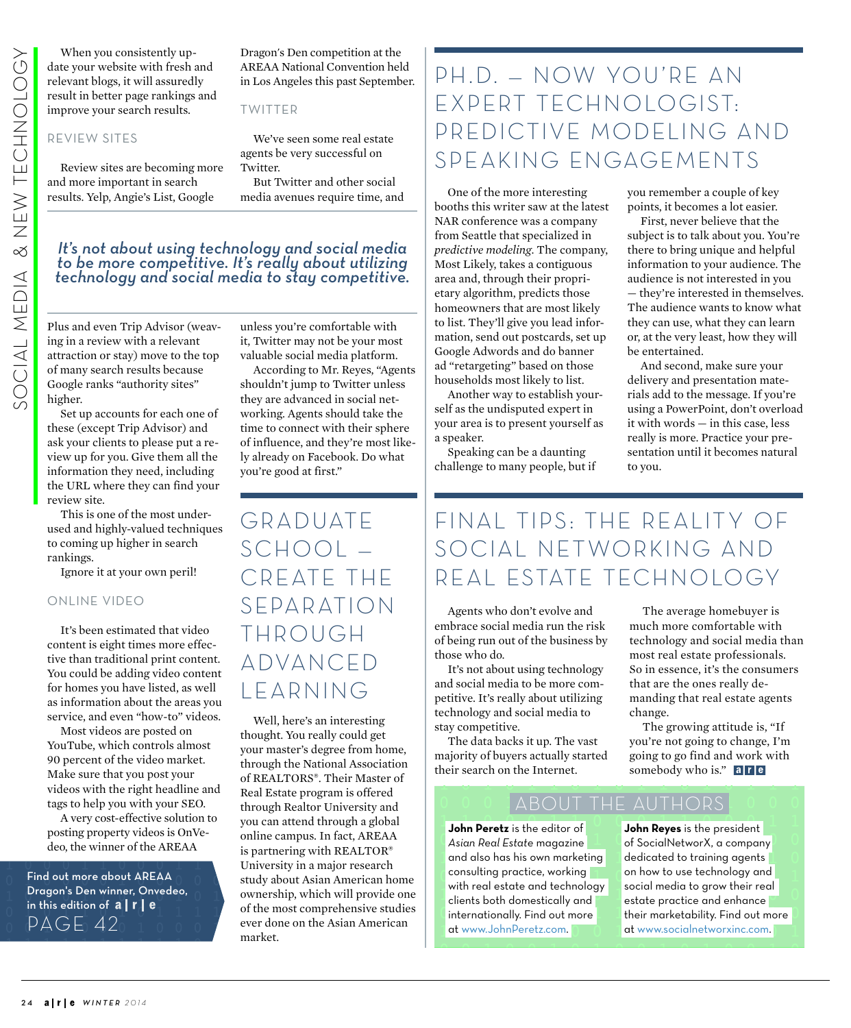When you consistently update your website with fresh and relevant blogs, it will assuredly result in better page rankings and improve your search results.

### REVIEW SITES

Review sites are becoming more and more important in search results. Yelp, Angie's List, Google Plus and even Trip Advisor (weaving in a review with a relevant attraction or stay) move to the top of many search results because Google ranks "authority sites" higher.

Set up accounts for each one of these (except Trip Advisor) and ask your clients to please put a review up for you. Give them all the information they need, including the URL where they can find your review site.

This is one of the most underused and highly-valued techniques to coming up higher in search rankings.

Ignore it at your own peril!

### ONLINE VIDEO

It's been estimated that video content is eight times more effective than traditional print content. You could be adding video content for homes you have listed, as well as information about the areas you service, and even "how-to" videos.

Most videos are posted on YouTube, which controls almost 90 percent of the video market. Make sure that you post your videos with the right headline and tags to help you with your SEO.

A very cost-effective solution to posting property videos is OnVedeo, the winner of the AREAA Dragon's Den competition at the AREAA National Convention held in Los Angeles this past September.

Find out more about AREAA Dragon's Den winner, Onvedeo, in this edition of a|r|e PAGE 42

### TWITTER

We've seen some real estate agents be very successful on Twitter.

But Twitter and other social media avenues require time, and unless you're comfortable with it, Twitter may not be your most valuable social media platform.

According to Mr. Reyes, "Agents shouldn't jump to Twitter unless they are advanced in social networking. Agents should take the time to connect with their sphere of influence, and they're most likely already on Facebook. Do what you're good at first."

*It's not about using technology and social media to be more competitive. It's really about utilizing technology and social media to stay competitive.*

## GRADUATE SCHOOL — CREATE THE SEPARATION THROUGH ADVANCED LEARNING

Well, here's an interesting thought. You really could get your master's degree from home, through the National Association of REALTORS®. Their Master of Real Estate program is offered through Realtor University and you can attend through a global online campus. In fact, AREAA is partnering with REALTOR® University in a major research study about Asian American home ownership, which will provide one of the most comprehensive studies ever done on the Asian American market.

## PH.D. — NOW YOU'RE AN EXPERT TECHNOLOGIST: PREDICTIVE MODELING AND SPEAKING ENGAGEMENTS

One of the more interesting booths this writer saw at the latest NAR conference was a company from Seattle that specialized in *predictive modeling*. The company, Most Likely, takes a contiguous area and, through their proprietary algorithm, predicts those homeowners that are most likely to list. They'll give you lead information, send out postcards, set up Google Adwords and do banner ad "retargeting" based on those households most likely to list.

Another way to establish yourself as the undisputed expert in your area is to present yourself as a speaker.

Speaking can be a daunting challenge to many people, but if you remember a couple of key points, it becomes a lot easier.

First, never believe that the subject is to talk about you. You're there to bring unique and helpful information to your audience. The audience is not interested in you — they're interested in themselves. The audience wants to know what they can use, what they can learn or, at the very least, how they will be entertained.

And second, make sure your delivery and presentation materials add to the message. If you're using a PowerPoint, don't overload it with words — in this case, less really is more. Practice your presentation until it becomes natural to you.

## FINAL TIPS: THE REALITY OF SOCIAL NETWORKING AND REAL ESTATE TECHNOLOGY

Agents who don't evolve and embrace social media run the risk of being run out of the business by those who do.

It's not about using technology and social media to be more competitive. It's really about utilizing technology and social media to stay competitive.

The data backs it up. The vast majority of buyers actually started their search on the Internet.

The average homebuyer is much more comfortable with technology and social media than most real estate professionals. So in essence, it's the consumers that are the ones really demanding that real estate agents change.

The growing attitude is, "If you're not going to change, I'm going to go find and work with somebody who is."

### ABOUT THE AUTHORS

**John Peretz** is the editor of *Asian Real Estate* magazine and also has his own marketing consulting practice, working with real estate and technology clients both domestically and internationally. Find out more at www.JohnPeretz.com.

**John Reyes** is the president of SocialNetworX, a company dedicated to training agents on how to use technology and social media to grow their real estate practice and enhance their marketability. Find out more at www.socialnetworxinc.com.